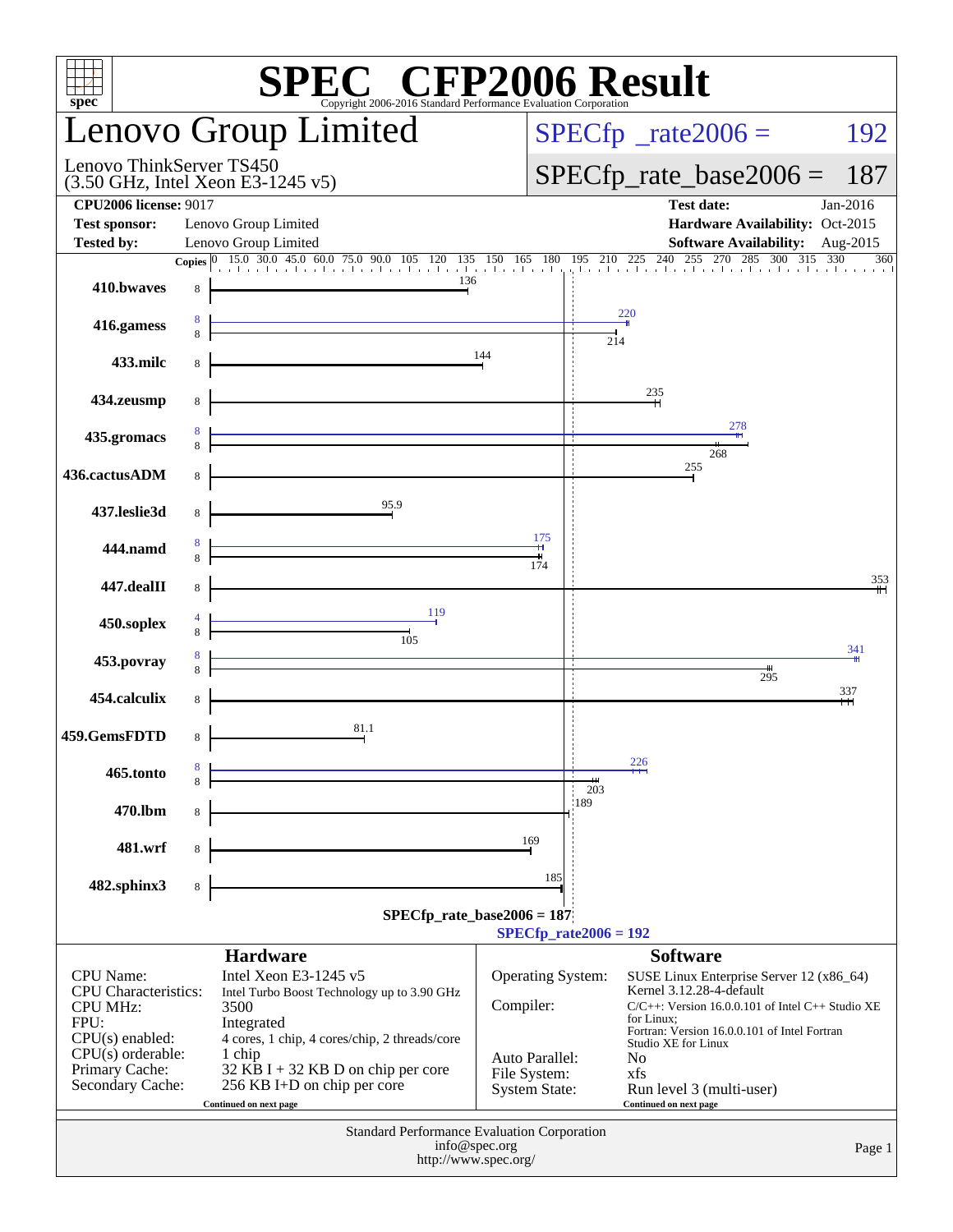# SPEC® CFP2006 Result

Copyright 2006-2016 Standard Performance Evaluation Corporation

## Lenovo Group Limited

Lenovo ThinkServer TS450
(3.50 GHz, Intel Xeon E3-1245 v5)

SPECfp_rate2006 = 192

SPECfp_rate_base2006 = 187

| | | | |
|---|---|---|---|
| **CPU2006 license:** 9017 | | **Test date:** | Jan-2016 |
| **Test sponsor:** | Lenovo Group Limited | **Hardware Availability:** | Oct-2015 |
| **Tested by:** | Lenovo Group Limited | **Software Availability:** | Aug-2015 |

| Benchmark | Copies (peak) | Peak | Copies (base) | Base |
|---|---|---|---|---|
| 410.bwaves | | | 8 | 136 |
| 416.gamess | 8 | 220 | 8 | 214 |
| 433.milc | | | 8 | 144 |
| 434.zeusmp | | | 8 | 235 |
| 435.gromacs | 8 | 278 | 8 | 268 |
| 436.cactusADM | | | 8 | 255 |
| 437.leslie3d | | | 8 | 95.9 |
| 444.namd | 8 | 175 | 8 | 174 |
| 447.dealII | | | 8 | 353 |
| 450.soplex | 4 | 119 | 8 | 105 |
| 453.povray | 8 | 341 | 8 | 295 |
| 454.calculix | | | 8 | 337 |
| 459.GemsFDTD | | | 8 | 81.1 |
| 465.tonto | 8 | 226 | 8 | 203 |
| 470.lbm | | | 8 | 189 |
| 481.wrf | | | 8 | 169 |
| 482.sphinx3 | | | 8 | 185 |

SPECfp_rate_base2006 = 187

SPECfp_rate2006 = 192

### Hardware

| | |
|---|---|
| CPU Name: | Intel Xeon E3-1245 v5 |
| CPU Characteristics: | Intel Turbo Boost Technology up to 3.90 GHz |
| CPU MHz: | 3500 |
| FPU: | Integrated |
| CPU(s) enabled: | 4 cores, 1 chip, 4 cores/chip, 2 threads/core |
| CPU(s) orderable: | 1 chip |
| Primary Cache: | 32 KB I + 32 KB D on chip per core |
| Secondary Cache: | 256 KB I+D on chip per core |

Continued on next page

### Software

| | |
|---|---|
| Operating System: | SUSE Linux Enterprise Server 12 (x86_64) Kernel 3.12.28-4-default |
| Compiler: | C/C++: Version 16.0.0.101 of Intel C++ Studio XE for Linux; Fortran: Version 16.0.0.101 of Intel Fortran Studio XE for Linux |
| Auto Parallel: | No |
| File System: | xfs |
| System State: | Run level 3 (multi-user) |

Continued on next page

Standard Performance Evaluation Corporation
info@spec.org
http://www.spec.org/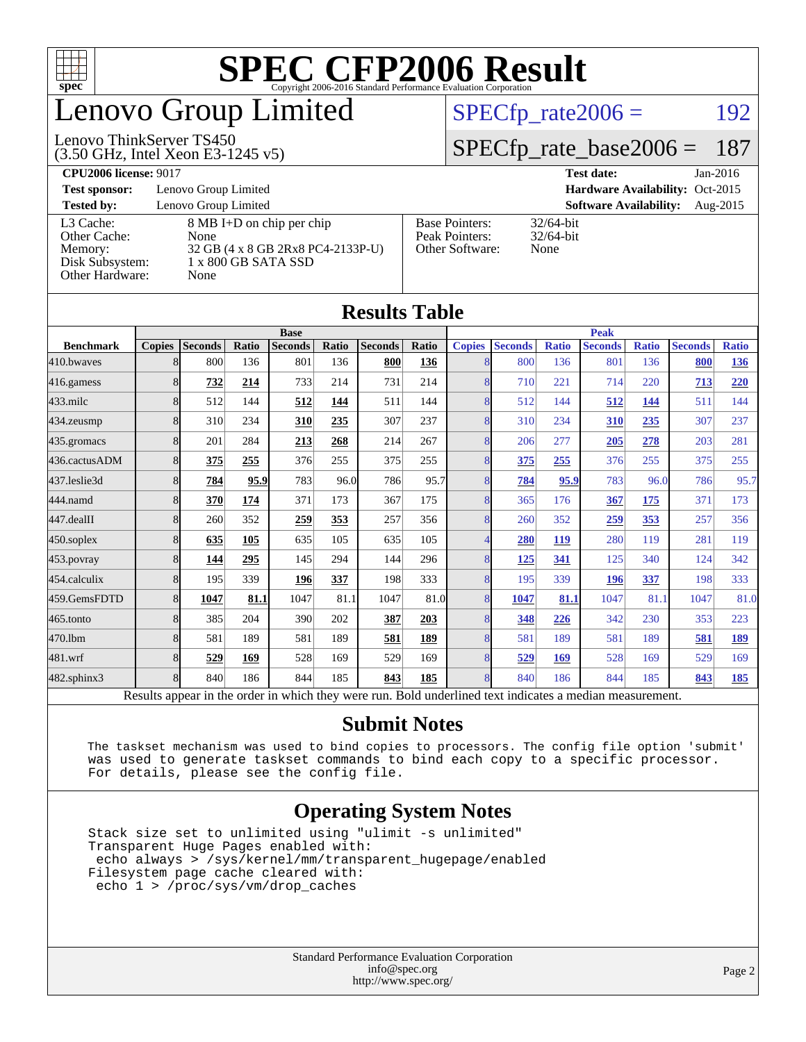# SPEC CFP2006 Result

Copyright 2006-2016 Standard Performance Evaluation Corporation

# Lenovo Group Limited

Lenovo ThinkServer TS450
(3.50 GHz, Intel Xeon E3-1245 v5)

SPECfp_rate2006 = 192

SPECfp_rate_base2006 = 187

| | | | |
|---|---|---|---|
| **CPU2006 license:** 9017 | | **Test date:** | Jan-2016 |
| **Test sponsor:** | Lenovo Group Limited | **Hardware Availability:** | Oct-2015 |
| **Tested by:** | Lenovo Group Limited | **Software Availability:** | Aug-2015 |

| | |
|---|---|
| L3 Cache: | 8 MB I+D on chip per chip |
| Other Cache: | None |
| Memory: | 32 GB (4 x 8 GB 2Rx8 PC4-2133P-U) |
| Disk Subsystem: | 1 x 800 GB SATA SSD |
| Other Hardware: | None |

| | |
|---|---|
| Base Pointers: | 32/64-bit |
| Peak Pointers: | 32/64-bit |
| Other Software: | None |

## Results Table

| | Base | | | | | | | | Peak | | | | | | |
|---|---|---|---|---|---|---|---|---|---|---|---|---|---|---|---|
| **Benchmark** | **Copies** | **Seconds** | **Ratio** | **Seconds** | **Ratio** | **Seconds** | **Ratio** | **Copies** | **Seconds** | **Ratio** | **Seconds** | **Ratio** | **Seconds** | **Ratio** |
| 410.bwaves | 8 | 800 | 136 | 801 | 136 | **800** | **136** | 8 | 800 | 136 | 801 | 136 | **800** | **136** |
| 416.gamess | 8 | **732** | **214** | 733 | 214 | 731 | 214 | 8 | 710 | 221 | 714 | 220 | **713** | **220** |
| 433.milc | 8 | 512 | 144 | **512** | **144** | 511 | 144 | 8 | 512 | 144 | **512** | **144** | 511 | 144 |
| 434.zeusmp | 8 | 310 | 234 | **310** | **235** | 307 | 237 | 8 | 310 | 234 | **310** | **235** | 307 | 237 |
| 435.gromacs | 8 | 201 | 284 | **213** | **268** | 214 | 267 | 8 | 206 | 277 | **205** | **278** | 203 | 281 |
| 436.cactusADM | 8 | **375** | **255** | 376 | 255 | 375 | 255 | 8 | **375** | **255** | 376 | 255 | 375 | 255 |
| 437.leslie3d | 8 | **784** | **95.9** | 783 | 96.0 | 786 | 95.7 | 8 | **784** | **95.9** | 783 | 96.0 | 786 | 95.7 |
| 444.namd | 8 | **370** | **174** | 371 | 173 | 367 | 175 | 8 | 365 | 176 | **367** | **175** | 371 | 173 |
| 447.dealII | 8 | 260 | 352 | **259** | **353** | 257 | 356 | 8 | 260 | 352 | **259** | **353** | 257 | 356 |
| 450.soplex | 8 | **635** | **105** | 635 | 105 | 635 | 105 | 4 | **280** | **119** | 280 | 119 | 281 | 119 |
| 453.povray | 8 | **144** | **295** | 145 | 294 | 144 | 296 | 8 | **125** | **341** | 125 | 340 | 124 | 342 |
| 454.calculix | 8 | 195 | 339 | **196** | **337** | 198 | 333 | 8 | 195 | 339 | **196** | **337** | 198 | 333 |
| 459.GemsFDTD | 8 | **1047** | **81.1** | 1047 | 81.1 | 1047 | 81.0 | 8 | **1047** | **81.1** | 1047 | 81.1 | 1047 | 81.0 |
| 465.tonto | 8 | 385 | 204 | 390 | 202 | **387** | **203** | 8 | **348** | **226** | 342 | 230 | 353 | 223 |
| 470.lbm | 8 | 581 | 189 | 581 | 189 | **581** | **189** | 8 | 581 | 189 | 581 | 189 | **581** | **189** |
| 481.wrf | 8 | **529** | **169** | 528 | 169 | 529 | 169 | 8 | **529** | **169** | 528 | 169 | 529 | 169 |
| 482.sphinx3 | 8 | 840 | 186 | 844 | 185 | **843** | **185** | 8 | 840 | 186 | 844 | 185 | **843** | **185** |

Results appear in the order in which they were run. Bold underlined text indicates a median measurement.

## Submit Notes

```
The taskset mechanism was used to bind copies to processors. The config file option 'submit'
was used to generate taskset commands to bind each copy to a specific processor.
For details, please see the config file.
```

## Operating System Notes

```
Stack size set to unlimited using "ulimit -s unlimited"
Transparent Huge Pages enabled with:
 echo always > /sys/kernel/mm/transparent_hugepage/enabled
Filesystem page cache cleared with:
 echo 1 > /proc/sys/vm/drop_caches
```

Standard Performance Evaluation Corporation
info@spec.org
http://www.spec.org/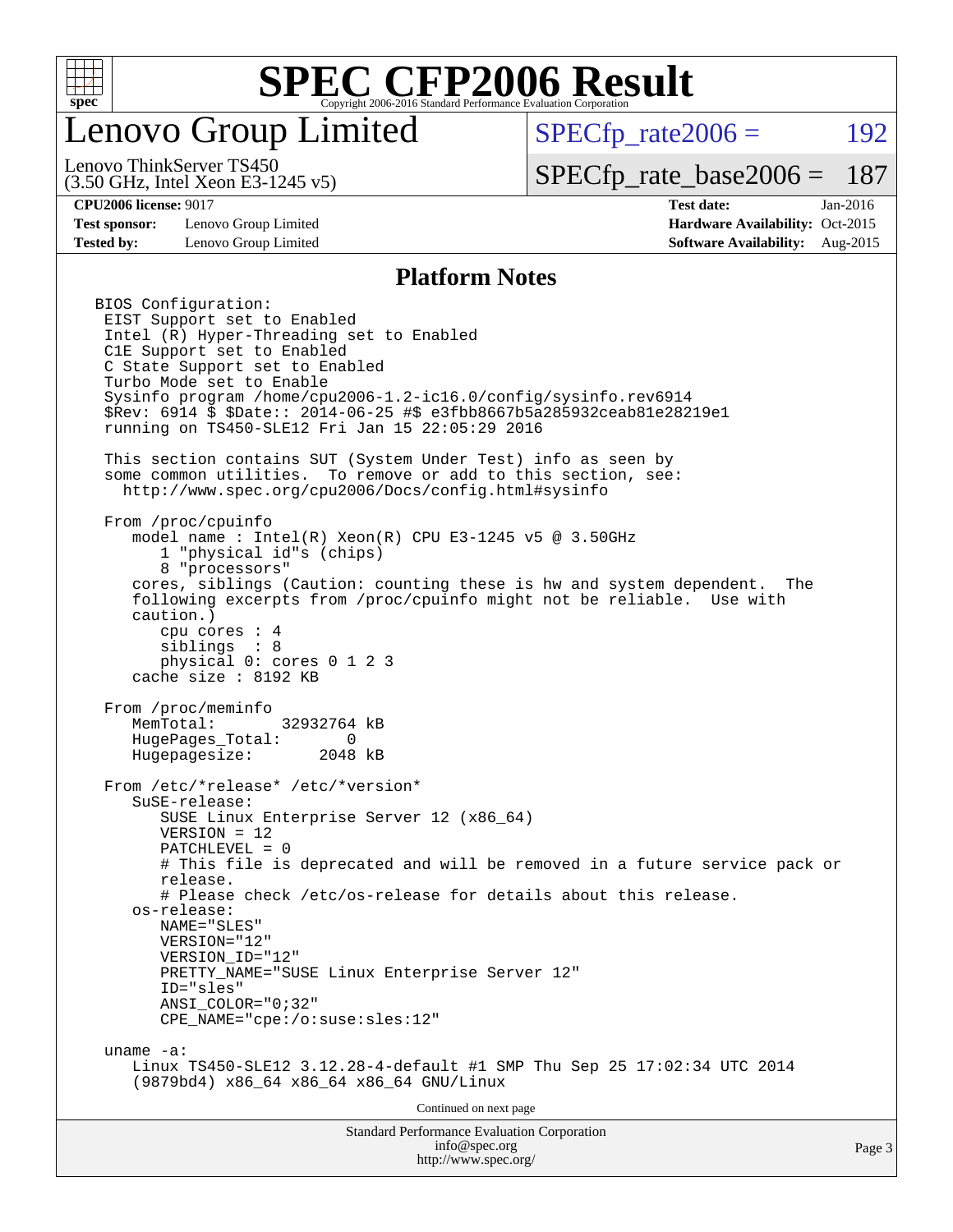# SPEC CFP2006 Result

Copyright 2006-2016 Standard Performance Evaluation Corporation

## Lenovo Group Limited

Lenovo ThinkServer TS450
(3.50 GHz, Intel Xeon E3-1245 v5)

SPECfp_rate2006 = 192

SPECfp_rate_base2006 = 187

**CPU2006 license:** 9017
**Test sponsor:** Lenovo Group Limited
**Tested by:** Lenovo Group Limited

**Test date:** Jan-2016
**Hardware Availability:** Oct-2015
**Software Availability:** Aug-2015

### Platform Notes

```
BIOS Configuration:
 EIST Support set to Enabled
 Intel (R) Hyper-Threading set to Enabled
 C1E Support set to Enabled
 C State Support set to Enabled
 Turbo Mode set to Enable
 Sysinfo program /home/cpu2006-1.2-ic16.0/config/sysinfo.rev6914
 $Rev: 6914 $ $Date:: 2014-06-25 #$ e3fbb8667b5a285932ceab81e28219e1
 running on TS450-SLE12 Fri Jan 15 22:05:29 2016

 This section contains SUT (System Under Test) info as seen by
 some common utilities.  To remove or add to this section, see:
   http://www.spec.org/cpu2006/Docs/config.html#sysinfo

 From /proc/cpuinfo
    model name : Intel(R) Xeon(R) CPU E3-1245 v5 @ 3.50GHz
       1 "physical id"s (chips)
       8 "processors"
    cores, siblings (Caution: counting these is hw and system dependent.  The
    following excerpts from /proc/cpuinfo might not be reliable.  Use with
    caution.)
       cpu cores : 4
       siblings  : 8
       physical 0: cores 0 1 2 3
    cache size : 8192 KB

 From /proc/meminfo
    MemTotal:       32932764 kB
    HugePages_Total:       0
    Hugepagesize:       2048 kB

 From /etc/*release* /etc/*version*
    SuSE-release:
       SUSE Linux Enterprise Server 12 (x86_64)
       VERSION = 12
       PATCHLEVEL = 0
       # This file is deprecated and will be removed in a future service pack or
       release.
       # Please check /etc/os-release for details about this release.
    os-release:
       NAME="SLES"
       VERSION="12"
       VERSION_ID="12"
       PRETTY_NAME="SUSE Linux Enterprise Server 12"
       ID="sles"
       ANSI_COLOR="0;32"
       CPE_NAME="cpe:/o:suse:sles:12"

 uname -a:
    Linux TS450-SLE12 3.12.28-4-default #1 SMP Thu Sep 25 17:02:34 UTC 2014
    (9879bd4) x86_64 x86_64 x86_64 GNU/Linux
```

Continued on next page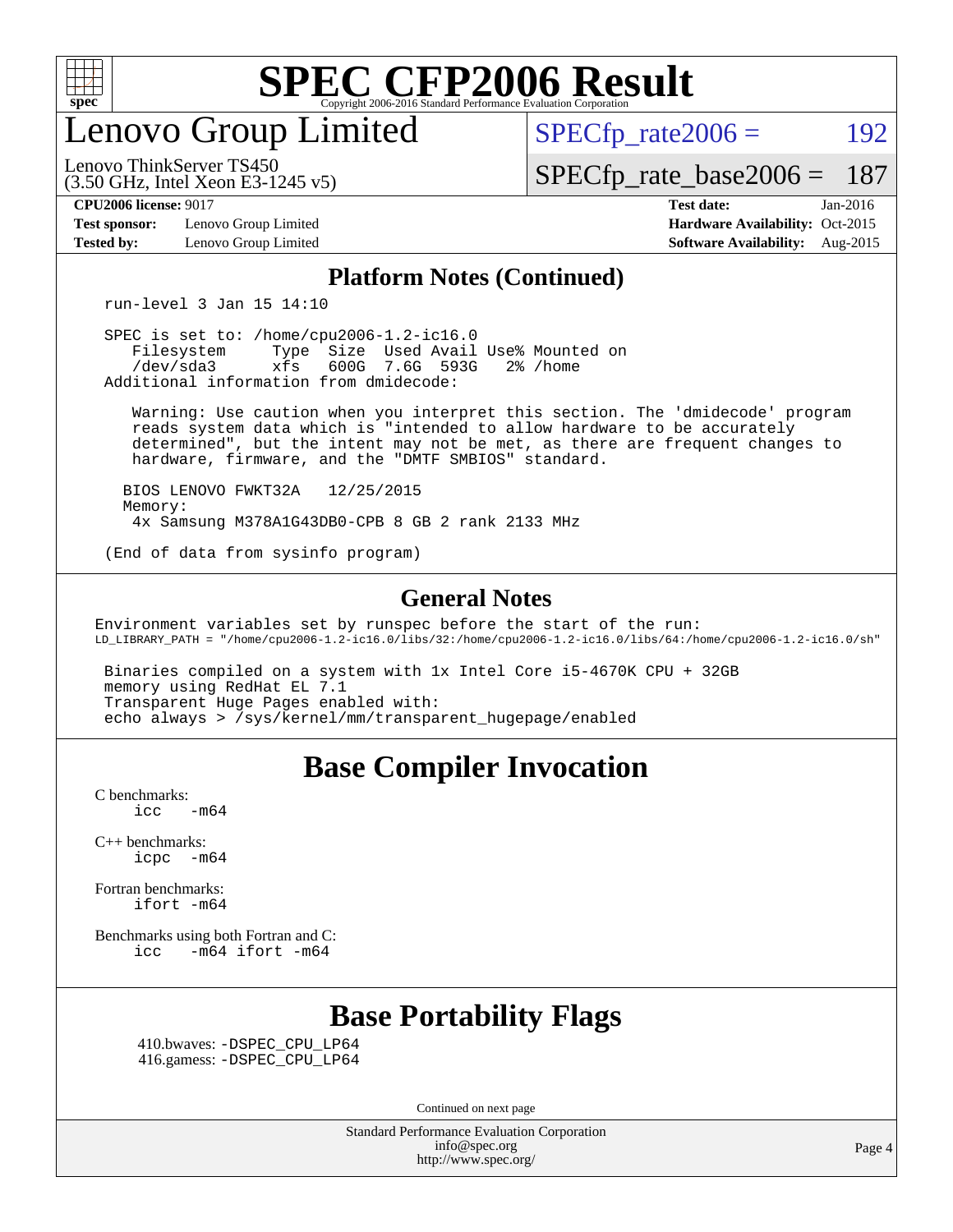# Lenovo Group Limited

Lenovo ThinkServer TS450
(3.50 GHz, Intel Xeon E3-1245 v5)

SPECfp_rate2006 = 192

SPECfp_rate_base2006 = 187

**CPU2006 license:** 9017
**Test sponsor:** Lenovo Group Limited
**Tested by:** Lenovo Group Limited

**Test date:** Jan-2016
**Hardware Availability:** Oct-2015
**Software Availability:** Aug-2015

## Platform Notes (Continued)

```
 run-level 3 Jan 15 14:10

 SPEC is set to: /home/cpu2006-1.2-ic16.0
    Filesystem     Type  Size  Used Avail Use% Mounted on
    /dev/sda3      xfs   600G  7.6G  593G   2% /home
 Additional information from dmidecode:

     Warning: Use caution when you interpret this section. The 'dmidecode' program
     reads system data which is "intended to allow hardware to be accurately
     determined", but the intent may not be met, as there are frequent changes to
     hardware, firmware, and the "DMTF SMBIOS" standard.

   BIOS LENOVO FWKT32A   12/25/2015
   Memory:
     4x Samsung M378A1G43DB0-CPB 8 GB 2 rank 2133 MHz

 (End of data from sysinfo program)
```

## General Notes

```
Environment variables set by runspec before the start of the run:
LD_LIBRARY_PATH = "/home/cpu2006-1.2-ic16.0/libs/32:/home/cpu2006-1.2-ic16.0/libs/64:/home/cpu2006-1.2-ic16.0/sh"

 Binaries compiled on a system with 1x Intel Core i5-4670K CPU + 32GB
 memory using RedHat EL 7.1
 Transparent Huge Pages enabled with:
 echo always > /sys/kernel/mm/transparent_hugepage/enabled
```

## Base Compiler Invocation

C benchmarks:
    icc   -m64

C++ benchmarks:
    icpc  -m64

Fortran benchmarks:
    ifort -m64

Benchmarks using both Fortran and C:
    icc   -m64 ifort -m64

## Base Portability Flags

410.bwaves: -DSPEC_CPU_LP64
416.gamess: -DSPEC_CPU_LP64

Continued on next page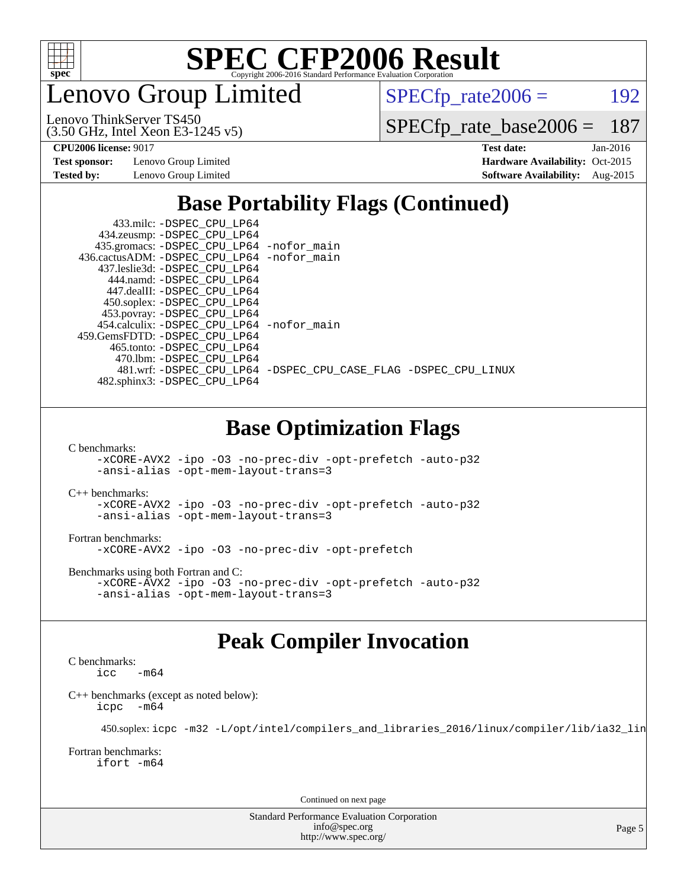# SPEC CFP2006 Result

## Lenovo Group Limited

Lenovo ThinkServer TS450
(3.50 GHz, Intel Xeon E3-1245 v5)

SPECfp_rate2006 = 192

SPECfp_rate_base2006 = 187

**CPU2006 license:** 9017
**Test sponsor:** Lenovo Group Limited
**Tested by:** Lenovo Group Limited

**Test date:** Jan-2016
**Hardware Availability:** Oct-2015
**Software Availability:** Aug-2015

## Base Portability Flags (Continued)

```
      433.milc: -DSPEC_CPU_LP64
    434.zeusmp: -DSPEC_CPU_LP64
   435.gromacs: -DSPEC_CPU_LP64 -nofor_main
 436.cactusADM: -DSPEC_CPU_LP64 -nofor_main
   437.leslie3d: -DSPEC_CPU_LP64
     444.namd: -DSPEC_CPU_LP64
    447.dealII: -DSPEC_CPU_LP64
   450.soplex: -DSPEC_CPU_LP64
   453.povray: -DSPEC_CPU_LP64
  454.calculix: -DSPEC_CPU_LP64 -nofor_main
 459.GemsFDTD: -DSPEC_CPU_LP64
    465.tonto: -DSPEC_CPU_LP64
      470.lbm: -DSPEC_CPU_LP64
      481.wrf: -DSPEC_CPU_LP64 -DSPEC_CPU_CASE_FLAG -DSPEC_CPU_LINUX
  482.sphinx3: -DSPEC_CPU_LP64
```

## Base Optimization Flags

C benchmarks:
```
-xCORE-AVX2 -ipo -O3 -no-prec-div -opt-prefetch -auto-p32
-ansi-alias -opt-mem-layout-trans=3
```

C++ benchmarks:
```
-xCORE-AVX2 -ipo -O3 -no-prec-div -opt-prefetch -auto-p32
-ansi-alias -opt-mem-layout-trans=3
```

Fortran benchmarks:
```
-xCORE-AVX2 -ipo -O3 -no-prec-div -opt-prefetch
```

Benchmarks using both Fortran and C:
```
-xCORE-AVX2 -ipo -O3 -no-prec-div -opt-prefetch -auto-p32
-ansi-alias -opt-mem-layout-trans=3
```

## Peak Compiler Invocation

C benchmarks:
```
icc   -m64
```

C++ benchmarks (except as noted below):
```
icpc  -m64
```

450.soplex: `icpc -m32 -L/opt/intel/compilers_and_libraries_2016/linux/compiler/lib/ia32_lin`

Fortran benchmarks:
```
ifort -m64
```

Continued on next page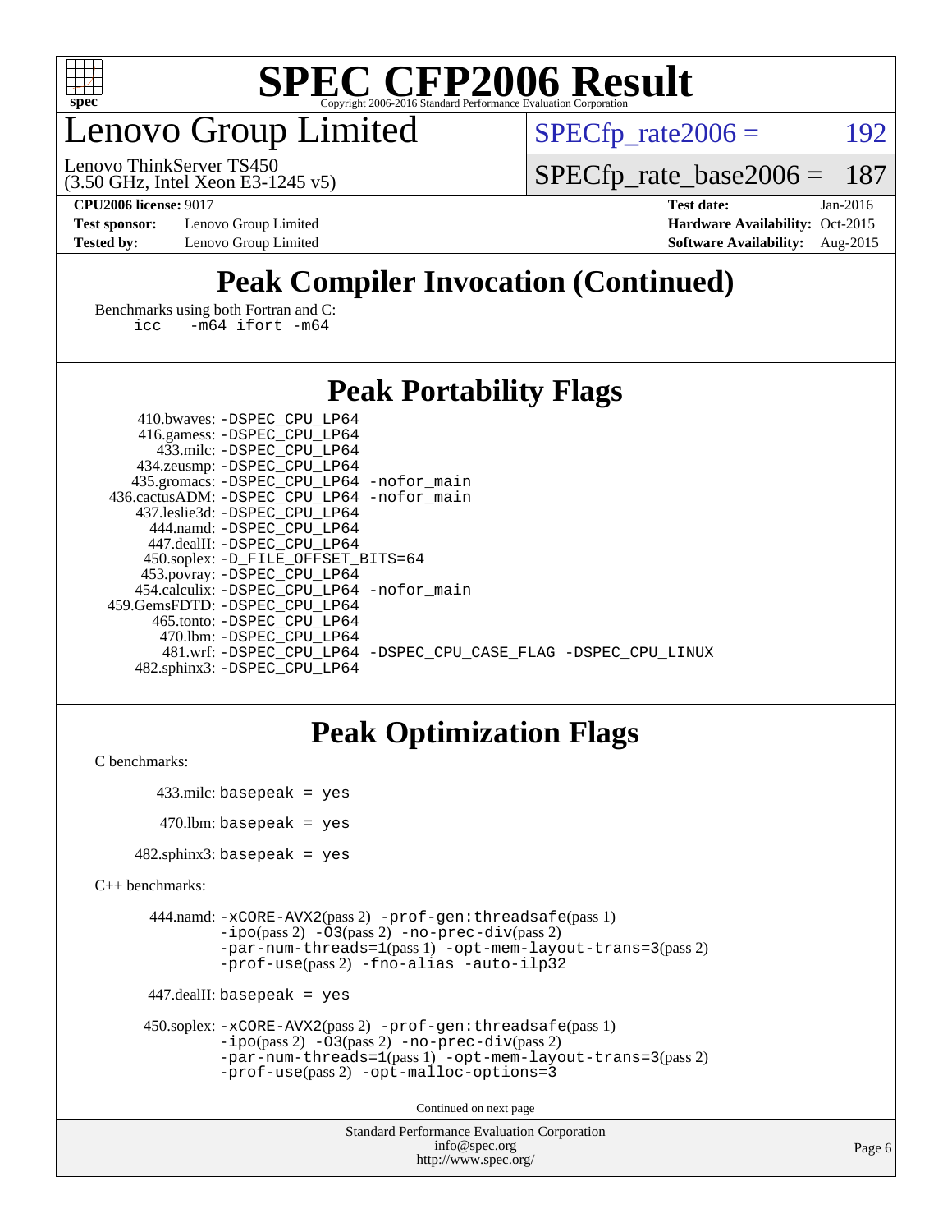# Lenovo Group Limited

Lenovo ThinkServer TS450
(3.50 GHz, Intel Xeon E3-1245 v5)

SPECfp_rate2006 = 192

SPECfp_rate_base2006 = 187

**CPU2006 license:** 9017
**Test sponsor:** Lenovo Group Limited
**Tested by:** Lenovo Group Limited

**Test date:** Jan-2016
**Hardware Availability:** Oct-2015
**Software Availability:** Aug-2015

## Peak Compiler Invocation (Continued)

Benchmarks using both Fortran and C:
```
icc   -m64 ifort -m64
```

## Peak Portability Flags

```
     410.bwaves: -DSPEC_CPU_LP64
     416.gamess: -DSPEC_CPU_LP64
      433.milc: -DSPEC_CPU_LP64
    434.zeusmp: -DSPEC_CPU_LP64
   435.gromacs: -DSPEC_CPU_LP64 -nofor_main
 436.cactusADM: -DSPEC_CPU_LP64 -nofor_main
   437.leslie3d: -DSPEC_CPU_LP64
     444.namd: -DSPEC_CPU_LP64
    447.dealII: -DSPEC_CPU_LP64
    450.soplex: -D_FILE_OFFSET_BITS=64
    453.povray: -DSPEC_CPU_LP64
  454.calculix: -DSPEC_CPU_LP64 -nofor_main
 459.GemsFDTD: -DSPEC_CPU_LP64
     465.tonto: -DSPEC_CPU_LP64
      470.lbm: -DSPEC_CPU_LP64
      481.wrf: -DSPEC_CPU_LP64 -DSPEC_CPU_CASE_FLAG -DSPEC_CPU_LINUX
   482.sphinx3: -DSPEC_CPU_LP64
```

## Peak Optimization Flags

C benchmarks:

```
     433.milc: basepeak = yes

      470.lbm: basepeak = yes

   482.sphinx3: basepeak = yes
```

C++ benchmarks:

```
     444.namd: -xCORE-AVX2(pass 2) -prof-gen:threadsafe(pass 1)
               -ipo(pass 2) -O3(pass 2) -no-prec-div(pass 2)
               -par-num-threads=1(pass 1) -opt-mem-layout-trans=3(pass 2)
               -prof-use(pass 2) -fno-alias -auto-ilp32

    447.dealII: basepeak = yes

    450.soplex: -xCORE-AVX2(pass 2) -prof-gen:threadsafe(pass 1)
               -ipo(pass 2) -O3(pass 2) -no-prec-div(pass 2)
               -par-num-threads=1(pass 1) -opt-mem-layout-trans=3(pass 2)
               -prof-use(pass 2) -opt-malloc-options=3
```

Continued on next page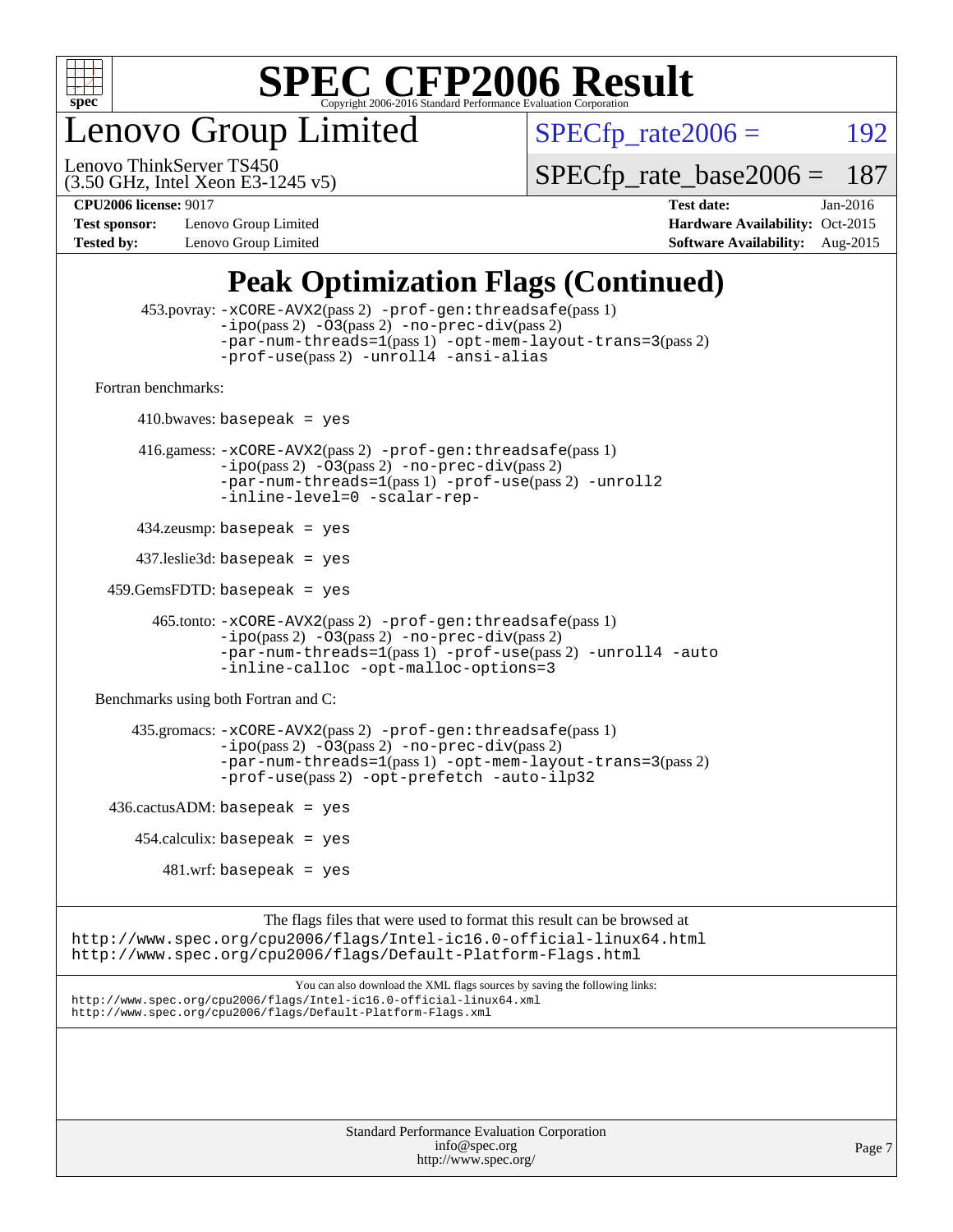# Lenovo Group Limited

Lenovo ThinkServer TS450
(3.50 GHz, Intel Xeon E3-1245 v5)

SPECfp_rate2006 = 192

SPECfp_rate_base2006 = 187

**CPU2006 license:** 9017
**Test sponsor:** Lenovo Group Limited
**Tested by:** Lenovo Group Limited

**Test date:** Jan-2016
**Hardware Availability:** Oct-2015
**Software Availability:** Aug-2015

## Peak Optimization Flags (Continued)

453.povray: `-xCORE-AVX2`(pass 2) `-prof-gen:threadsafe`(pass 1) `-ipo`(pass 2) `-O3`(pass 2) `-no-prec-div`(pass 2) `-par-num-threads=1`(pass 1) `-opt-mem-layout-trans=3`(pass 2) `-prof-use`(pass 2) `-unroll4` `-ansi-alias`

Fortran benchmarks:

410.bwaves: `basepeak = yes`

416.gamess: `-xCORE-AVX2`(pass 2) `-prof-gen:threadsafe`(pass 1) `-ipo`(pass 2) `-O3`(pass 2) `-no-prec-div`(pass 2) `-par-num-threads=1`(pass 1) `-prof-use`(pass 2) `-unroll2` `-inline-level=0` `-scalar-rep-`

434.zeusmp: `basepeak = yes`

437.leslie3d: `basepeak = yes`

459.GemsFDTD: `basepeak = yes`

465.tonto: `-xCORE-AVX2`(pass 2) `-prof-gen:threadsafe`(pass 1) `-ipo`(pass 2) `-O3`(pass 2) `-no-prec-div`(pass 2) `-par-num-threads=1`(pass 1) `-prof-use`(pass 2) `-unroll4` `-auto` `-inline-calloc` `-opt-malloc-options=3`

Benchmarks using both Fortran and C:

435.gromacs: `-xCORE-AVX2`(pass 2) `-prof-gen:threadsafe`(pass 1) `-ipo`(pass 2) `-O3`(pass 2) `-no-prec-div`(pass 2) `-par-num-threads=1`(pass 1) `-opt-mem-layout-trans=3`(pass 2) `-prof-use`(pass 2) `-opt-prefetch` `-auto-ilp32`

436.cactusADM: `basepeak = yes`

454.calculix: `basepeak = yes`

481.wrf: `basepeak = yes`

The flags files that were used to format this result can be browsed at
http://www.spec.org/cpu2006/flags/Intel-ic16.0-official-linux64.html
http://www.spec.org/cpu2006/flags/Default-Platform-Flags.html

You can also download the XML flags sources by saving the following links:
http://www.spec.org/cpu2006/flags/Intel-ic16.0-official-linux64.xml
http://www.spec.org/cpu2006/flags/Default-Platform-Flags.xml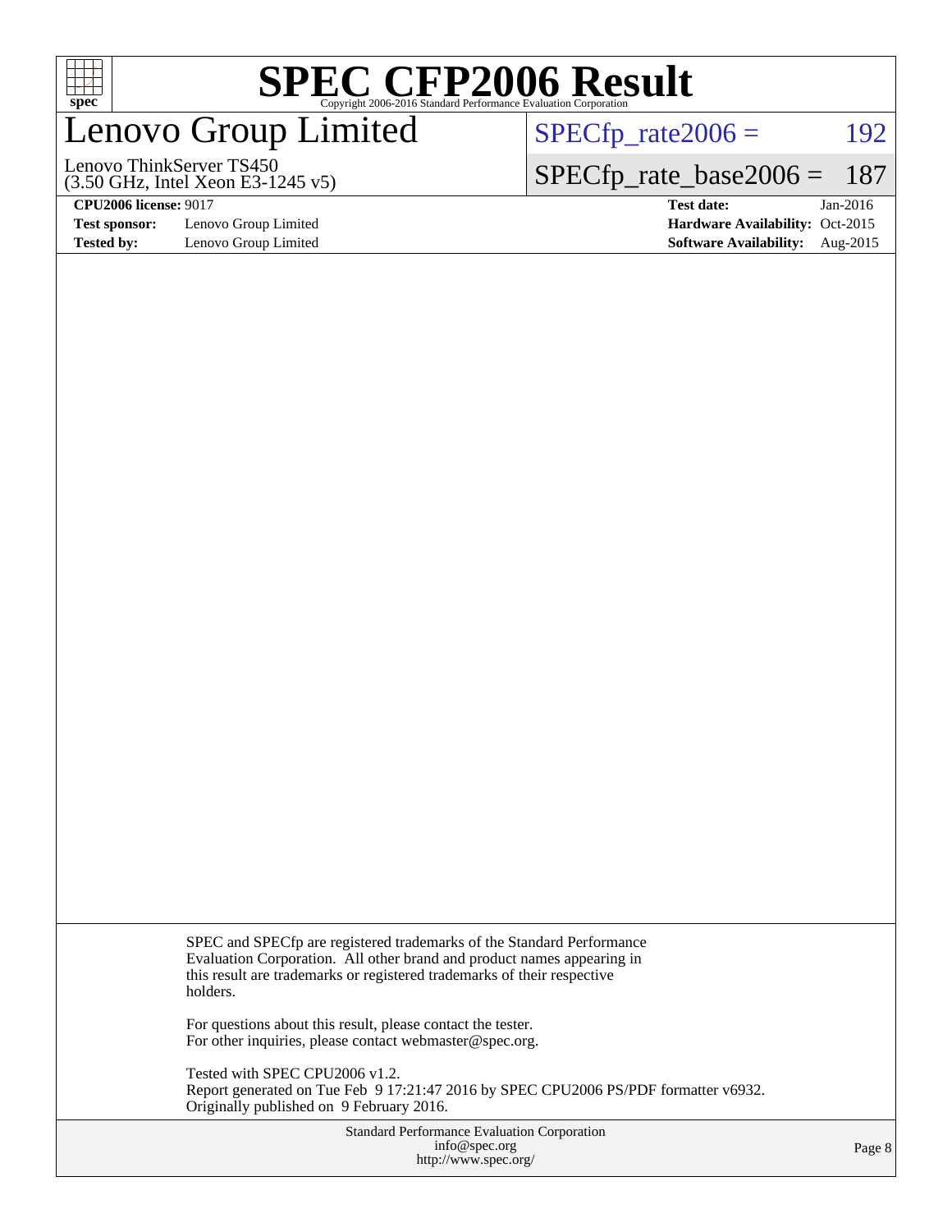# SPEC CFP2006 Result

Copyright 2006-2016 Standard Performance Evaluation Corporation

## Lenovo Group Limited

Lenovo ThinkServer TS450
(3.50 GHz, Intel Xeon E3-1245 v5)

SPECfp_rate2006 = 192

SPECfp_rate_base2006 = 187

**CPU2006 license:** 9017
**Test sponsor:** Lenovo Group Limited
**Tested by:** Lenovo Group Limited

**Test date:** Jan-2016
**Hardware Availability:** Oct-2015
**Software Availability:** Aug-2015

SPEC and SPECfp are registered trademarks of the Standard Performance Evaluation Corporation. All other brand and product names appearing in this result are trademarks or registered trademarks of their respective holders.

For questions about this result, please contact the tester.
For other inquiries, please contact webmaster@spec.org.

Tested with SPEC CPU2006 v1.2.
Report generated on Tue Feb 9 17:21:47 2016 by SPEC CPU2006 PS/PDF formatter v6932.
Originally published on 9 February 2016.